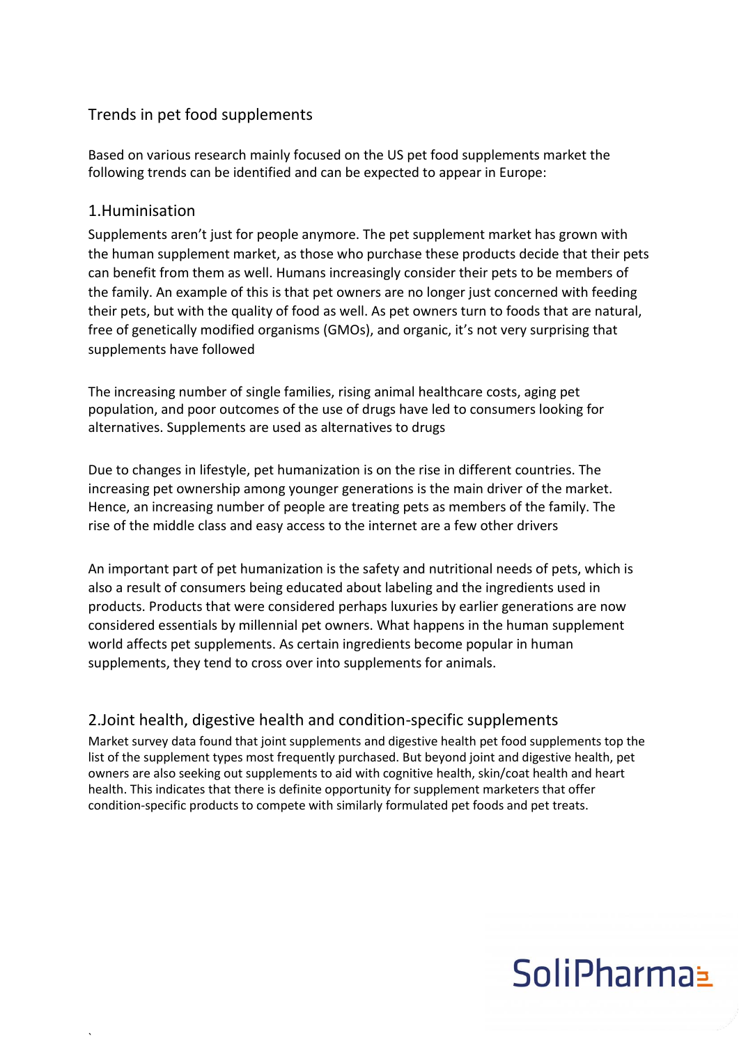# Trends in pet food supplements

Based on various research mainly focused on the US pet food supplements market the following trends can be identified and can be expected to appear in Europe:

## 1.Huminisation

Supplements aren't just for people anymore. The pet supplement market has grown with the human supplement market, as those who purchase these products decide that their pets can benefit from them as well. Humans increasingly consider their pets to be members of the family. An example of this is that pet owners are no longer just concerned with feeding their pets, but with the quality of food as well. As pet owners turn to foods that are natural, free of genetically modified organisms (GMOs), and organic, it's not very surprising that supplements have followed

The increasing number of single families, rising animal healthcare costs, aging pet population, and poor outcomes of the use of drugs have led to consumers looking for alternatives. Supplements are used as alternatives to drugs

Due to changes in lifestyle, pet humanization is on the rise in different countries. The increasing pet ownership among younger generations is the main driver of the market. Hence, an increasing number of people are treating pets as members of the family. The rise of the middle class and easy access to the internet are a few other drivers

An important part of pet humanization is the safety and nutritional needs of pets, which is also a result of consumers being educated about labeling and the ingredients used in products. Products that were considered perhaps luxuries by earlier generations are now considered essentials by millennial pet owners. What happens in the human supplement world affects pet supplements. As certain ingredients become popular in human supplements, they tend to cross over into supplements for animals.

## 2.Joint health, digestive health and condition-specific supplements

Market survey data found that joint supplements and digestive health pet food supplements top the list of the supplement types most frequently purchased. But beyond joint and digestive health, pet owners are also seeking out supplements to aid with cognitive health, skin/coat health and heart health. This indicates that there is definite opportunity for supplement marketers that offer condition-specific products to compete with similarly formulated pet foods and pet treats.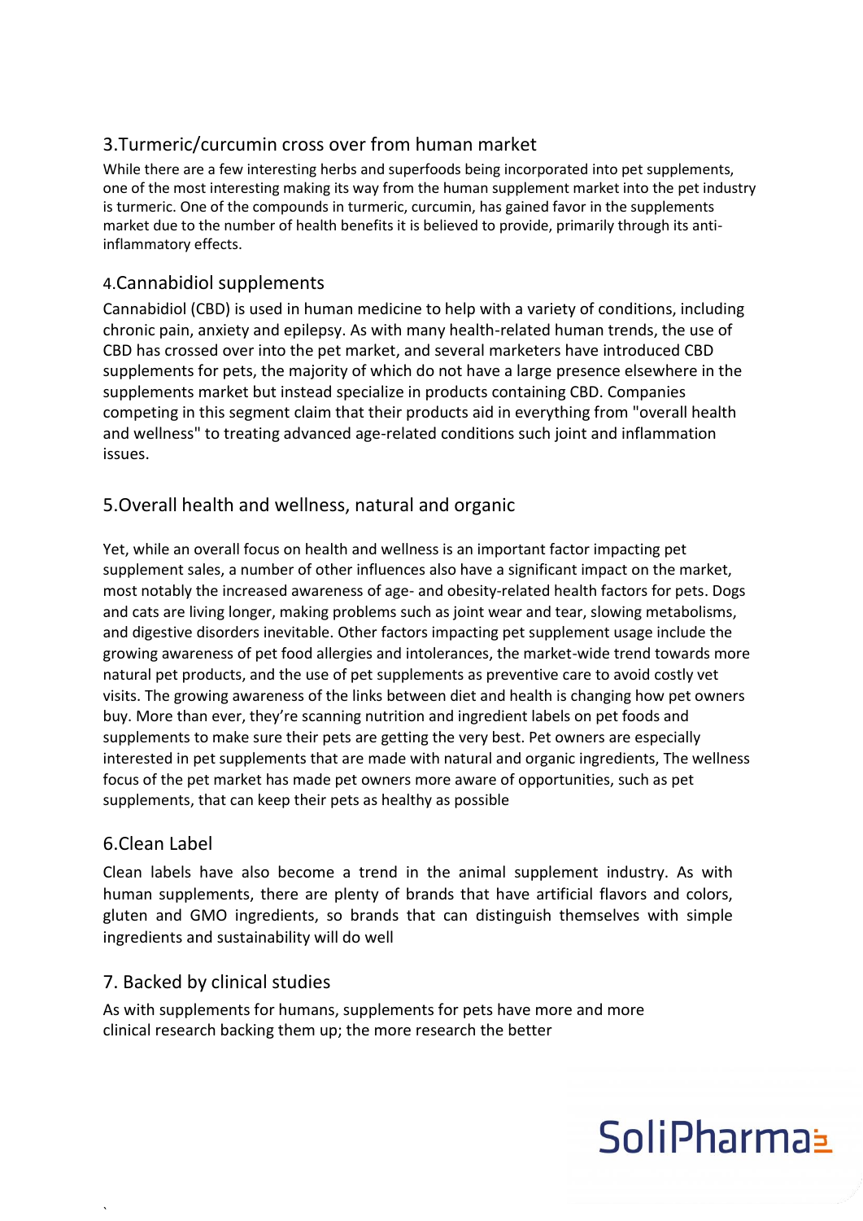## 3.Turmeric/curcumin cross over from human market

While there are a few interesting herbs and superfoods being incorporated into pet supplements, one of the most interesting making its way from the human supplement market into the pet industry is turmeric. One of the compounds in turmeric, curcumin, has gained favor in the supplements market due to the number of health benefits it is believed to provide, primarily through its anti-inflammatory effects.

## 4.Cannabidiol supplements

Cannabidiol (CBD) is used in human medicine to help with a variety of conditions, including chronic pain, anxiety and epilepsy. As with many health-related human trends, the use of CBD has crossed over into the pet market, and several marketers have introduced CBD supplements for pets, the majority of which do not have a large presence elsewhere in the supplements market but instead specialize in products containing CBD. Companies competing in this segment claim that their products aid in everything from "overall health and wellness" to treating advanced age-related conditions such joint and inflammation issues.

## 5.Overall health and wellness, natural and organic

Yet, while an overall focus on health and wellness is an important factor impacting pet supplement sales, a number of other influences also have a significant impact on the market, most notably the increased awareness of age- and obesity-related health factors for pets. Dogs and cats are living longer, making problems such as joint wear and tear, slowing metabolisms, and digestive disorders inevitable. Other factors impacting pet supplement usage include the growing awareness of pet food allergies and intolerances, the market-wide trend towards more natural pet products, and the use of pet supplements as preventive care to avoid costly vet visits. The growing awareness of the links between diet and health is changing how pet owners buy. More than ever, they're scanning nutrition and ingredient labels on pet foods and supplements to make sure their pets are getting the very best. Pet owners are especially interested in pet supplements that are made with natural and organic ingredients, The wellness focus of the pet market has made pet owners more aware of opportunities, such as pet supplements, that can keep their pets as healthy as possible

## 6.Clean Label

Clean labels have also become a trend in the animal supplement industry. As with human supplements, there are plenty of brands that have artificial flavors and colors, gluten and GMO ingredients, so brands that can distinguish themselves with simple ingredients and sustainability will do well

## 7. Backed by clinical studies

As with supplements for humans, supplements for pets have more and more clinical research backing them up; the more research the better

SoliPharma